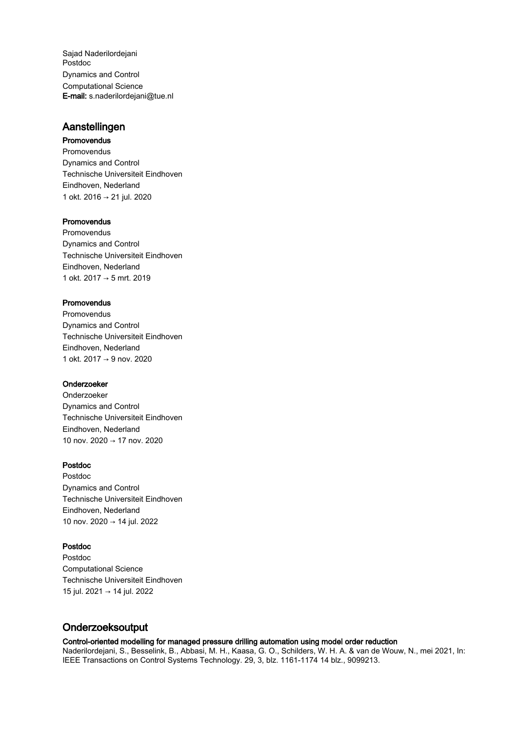Sajad Naderilordejani
Postdoc
Dynamics and Control
Computational Science
**E-mail:** s.naderilordejani@tue.nl

## Aanstellingen

**Promovendus**
Promovendus
Dynamics and Control
Technische Universiteit Eindhoven
Eindhoven, Nederland
1 okt. 2016 → 21 jul. 2020

**Promovendus**
Promovendus
Dynamics and Control
Technische Universiteit Eindhoven
Eindhoven, Nederland
1 okt. 2017 → 5 mrt. 2019

**Promovendus**
Promovendus
Dynamics and Control
Technische Universiteit Eindhoven
Eindhoven, Nederland
1 okt. 2017 → 9 nov. 2020

**Onderzoeker**
Onderzoeker
Dynamics and Control
Technische Universiteit Eindhoven
Eindhoven, Nederland
10 nov. 2020 → 17 nov. 2020

**Postdoc**
Postdoc
Dynamics and Control
Technische Universiteit Eindhoven
Eindhoven, Nederland
10 nov. 2020 → 14 jul. 2022

**Postdoc**
Postdoc
Computational Science
Technische Universiteit Eindhoven
15 jul. 2021 → 14 jul. 2022

## Onderzoeksoutput

**Control-oriented modelling for managed pressure drilling automation using model order reduction**
Naderilordejani, S., Besselink, B., Abbasi, M. H., Kaasa, G. O., Schilders, W. H. A. & van de Wouw, N., mei 2021, In: IEEE Transactions on Control Systems Technology. 29, 3, blz. 1161-1174 14 blz., 9099213.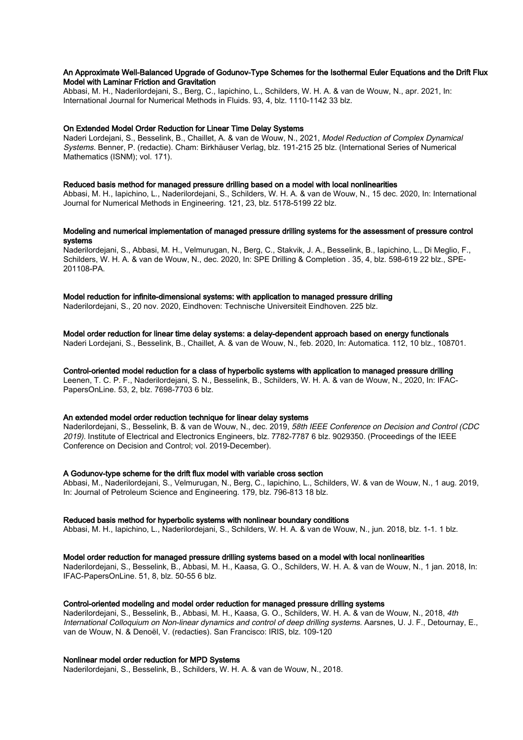**An Approximate Well-Balanced Upgrade of Godunov-Type Schemes for the Isothermal Euler Equations and the Drift Flux Model with Laminar Friction and Gravitation**

Abbasi, M. H., Naderilordejani, S., Berg, C., Iapichino, L., Schilders, W. H. A. & van de Wouw, N., apr. 2021, In: International Journal for Numerical Methods in Fluids. 93, 4, blz. 1110-1142 33 blz.

**On Extended Model Order Reduction for Linear Time Delay Systems**

Naderi Lordejani, S., Besselink, B., Chaillet, A. & van de Wouw, N., 2021, *Model Reduction of Complex Dynamical Systems.* Benner, P. (redactie). Cham: Birkhäuser Verlag, blz. 191-215 25 blz. (International Series of Numerical Mathematics (ISNM); vol. 171).

**Reduced basis method for managed pressure drilling based on a model with local nonlinearities**

Abbasi, M. H., Iapichino, L., Naderilordejani, S., Schilders, W. H. A. & van de Wouw, N., 15 dec. 2020, In: International Journal for Numerical Methods in Engineering. 121, 23, blz. 5178-5199 22 blz.

**Modeling and numerical implementation of managed pressure drilling systems for the assessment of pressure control systems**

Naderilordejani, S., Abbasi, M. H., Velmurugan, N., Berg, C., Stakvik, J. A., Besselink, B., Iapichino, L., Di Meglio, F., Schilders, W. H. A. & van de Wouw, N., dec. 2020, In: SPE Drilling & Completion . 35, 4, blz. 598-619 22 blz., SPE-201108-PA.

**Model reduction for infinite-dimensional systems: with application to managed pressure drilling**

Naderilordejani, S., 20 nov. 2020, Eindhoven: Technische Universiteit Eindhoven. 225 blz.

**Model order reduction for linear time delay systems: a delay-dependent approach based on energy functionals**

Naderi Lordejani, S., Besselink, B., Chaillet, A. & van de Wouw, N., feb. 2020, In: Automatica. 112, 10 blz., 108701.

**Control-oriented model reduction for a class of hyperbolic systems with application to managed pressure drilling**

Leenen, T. C. P. F., Naderilordejani, S. N., Besselink, B., Schilders, W. H. A. & van de Wouw, N., 2020, In: IFAC-PapersOnLine. 53, 2, blz. 7698-7703 6 blz.

**An extended model order reduction technique for linear delay systems**

Naderilordejani, S., Besselink, B. & van de Wouw, N., dec. 2019, *58th IEEE Conference on Decision and Control (CDC 2019).* Institute of Electrical and Electronics Engineers, blz. 7782-7787 6 blz. 9029350. (Proceedings of the IEEE Conference on Decision and Control; vol. 2019-December).

**A Godunov-type scheme for the drift flux model with variable cross section**

Abbasi, M., Naderilordejani, S., Velmurugan, N., Berg, C., Iapichino, L., Schilders, W. & van de Wouw, N., 1 aug. 2019, In: Journal of Petroleum Science and Engineering. 179, blz. 796-813 18 blz.

**Reduced basis method for hyperbolic systems with nonlinear boundary conditions**

Abbasi, M. H., Iapichino, L., Naderilordejani, S., Schilders, W. H. A. & van de Wouw, N., jun. 2018, blz. 1-1. 1 blz.

**Model order reduction for managed pressure drilling systems based on a model with local nonlinearities**

Naderilordejani, S., Besselink, B., Abbasi, M. H., Kaasa, G. O., Schilders, W. H. A. & van de Wouw, N., 1 jan. 2018, In: IFAC-PapersOnLine. 51, 8, blz. 50-55 6 blz.

**Control-oriented modeling and model order reduction for managed pressure drilling systems**

Naderilordejani, S., Besselink, B., Abbasi, M. H., Kaasa, G. O., Schilders, W. H. A. & van de Wouw, N., 2018, *4th International Colloquium on Non-linear dynamics and control of deep drilling systems.* Aarsnes, U. J. F., Detournay, E., van de Wouw, N. & Denoël, V. (redacties). San Francisco: IRIS, blz. 109-120

**Nonlinear model order reduction for MPD Systems**

Naderilordejani, S., Besselink, B., Schilders, W. H. A. & van de Wouw, N., 2018.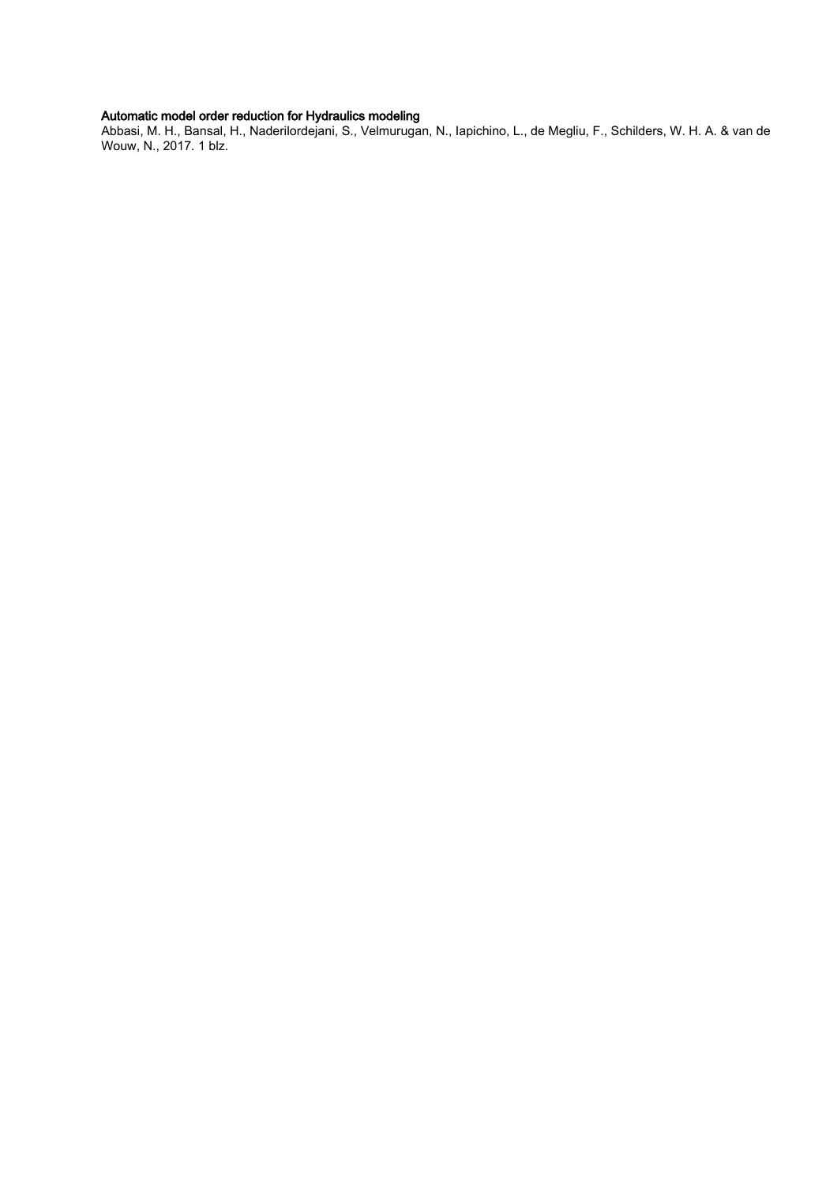**Automatic model order reduction for Hydraulics modeling**

Abbasi, M. H., Bansal, H., Naderilordejani, S., Velmurugan, N., Iapichino, L., de Megliu, F., Schilders, W. H. A. & van de Wouw, N., 2017. 1 blz.